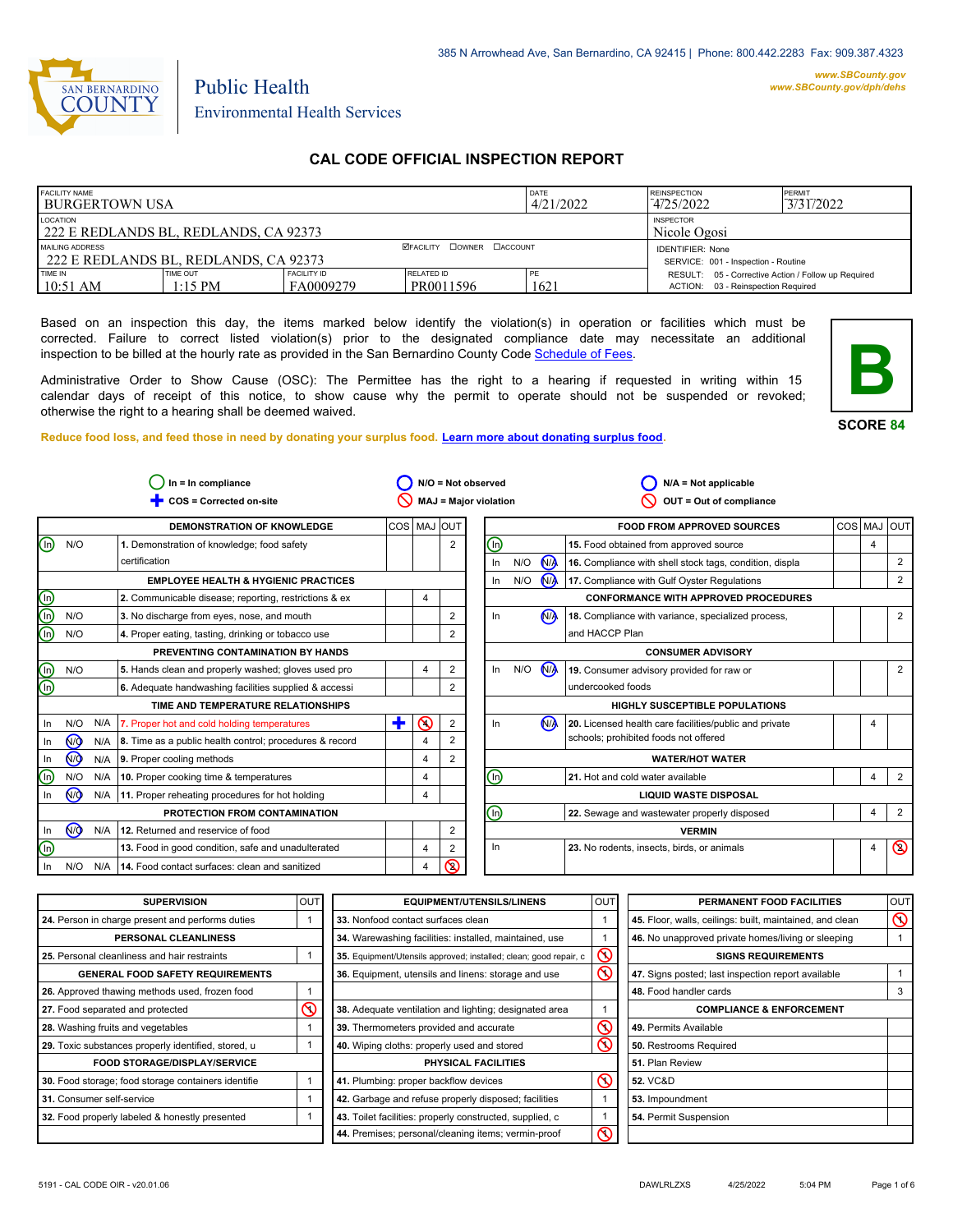385 N Arrowhead Ave, San Bernardino, CA 92415 | Phone: 800.442.2283 Fax: 909.387.4323

www.SBCounty.gov
www.SBCounty.gov/dph/dehs

SAN BERNARDINO COUNTY

Public Health
Environmental Health Services

# CAL CODE OFFICIAL INSPECTION REPORT

| FACILITY NAME | DATE | REINSPECTION | PERMIT |
|---|---|---|---|
| BURGERTOWN USA | 4/21/2022 | 4/25/2022 | 3/31/2022 |

| LOCATION | INSPECTOR |
|---|---|
| 222 E REDLANDS BL, REDLANDS, CA 92373 | Nicole Ogosi |

| MAILING ADDRESS | ☑FACILITY ☐OWNER ☐ACCOUNT | IDENTIFIER: None |
|---|---|---|
| 222 E REDLANDS BL, REDLANDS, CA 92373 | | SERVICE: 001 - Inspection - Routine |

| TIME IN | TIME OUT | FACILITY ID | RELATED ID | PE | |
|---|---|---|---|---|---|
| 10:51 AM | 1:15 PM | FA0009279 | PR0011596 | 1621 | RESULT: 05 - Corrective Action / Follow up Required; ACTION: 03 - Reinspection Required |

Based on an inspection this day, the items marked below identify the violation(s) in operation or facilities which must be corrected. Failure to correct listed violation(s) prior to the designated compliance date may necessitate an additional inspection to be billed at the hourly rate as provided in the San Bernardino County Code Schedule of Fees.

Administrative Order to Show Cause (OSC): The Permittee has the right to a hearing if requested in writing within 15 calendar days of receipt of this notice, to show cause why the permit to operate should not be suspended or revoked; otherwise the right to a hearing shall be deemed waived.

**B**

**SCORE 84**

Reduce food loss, and feed those in need by donating your surplus food. Learn more about donating surplus food.

In = In compliance; N/O = Not observed; N/A = Not applicable; COS = Corrected on-site; MAJ = Major violation; OUT = Out of compliance

| Status | Item | COS | MAJ | OUT |
|---|---|---|---|---|
| | **DEMONSTRATION OF KNOWLEDGE** | | | |
| In | 1. Demonstration of knowledge; food safety certification | | | 2 |
| | **EMPLOYEE HEALTH & HYGIENIC PRACTICES** | | | |
| In | 2. Communicable disease; reporting, restrictions & ex | | 4 | |
| In | 3. No discharge from eyes, nose, and mouth | | | 2 |
| In | 4. Proper eating, tasting, drinking or tobacco use | | | 2 |
| | **PREVENTING CONTAMINATION BY HANDS** | | | |
| In | 5. Hands clean and properly washed; gloves used pro | | 4 | 2 |
| In | 6. Adequate handwashing facilities supplied & accessi | | | 2 |
| | **TIME AND TEMPERATURE RELATIONSHIPS** | | | |
| MAJ | 7. Proper hot and cold holding temperatures | ✚ | MAJ | 2 |
| N/O | 8. Time as a public health control; procedures & record | | 4 | 2 |
| N/O | 9. Proper cooling methods | | 4 | 2 |
| In | 10. Proper cooking time & temperatures | | 4 | |
| N/O | 11. Proper reheating procedures for hot holding | | 4 | |
| | **PROTECTION FROM CONTAMINATION** | | | |
| N/O | 12. Returned and reservice of food | | | 2 |
| In | 13. Food in good condition, safe and unadulterated | | 4 | 2 |
| OUT | 14. Food contact surfaces: clean and sanitized | | 4 | OUT |
| | **FOOD FROM APPROVED SOURCES** | | | |
| In | 15. Food obtained from approved source | | 4 | |
| N/A | 16. Compliance with shell stock tags, condition, displa | | | 2 |
| N/A | 17. Compliance with Gulf Oyster Regulations | | | 2 |
| | **CONFORMANCE WITH APPROVED PROCEDURES** | | | |
| N/A | 18. Compliance with variance, specialized process, and HACCP Plan | | | 2 |
| | **CONSUMER ADVISORY** | | | |
| N/A | 19. Consumer advisory provided for raw or undercooked foods | | | 2 |
| | **HIGHLY SUSCEPTIBLE POPULATIONS** | | | |
| N/A | 20. Licensed health care facilities/public and private schools; prohibited foods not offered | | 4 | |
| | **WATER/HOT WATER** | | | |
| In | 21. Hot and cold water available | | 4 | 2 |
| | **LIQUID WASTE DISPOSAL** | | | |
| In | 22. Sewage and wastewater properly disposed | | 4 | 2 |
| | **VERMIN** | | | |
| OUT | 23. No rodents, insects, birds, or animals | | 4 | OUT |

| Item | OUT |
|---|---|
| **SUPERVISION** | |
| 24. Person in charge present and performs duties | 1 |
| **PERSONAL CLEANLINESS** | |
| 25. Personal cleanliness and hair restraints | 1 |
| **GENERAL FOOD SAFETY REQUIREMENTS** | |
| 26. Approved thawing methods used, frozen food | 1 |
| 27. Food separated and protected | OUT |
| 28. Washing fruits and vegetables | 1 |
| 29. Toxic substances properly identified, stored, u | 1 |
| **FOOD STORAGE/DISPLAY/SERVICE** | |
| 30. Food storage; food storage containers identifie | 1 |
| 31. Consumer self-service | 1 |
| 32. Food properly labeled & honestly presented | 1 |
| **EQUIPMENT/UTENSILS/LINENS** | |
| 33. Nonfood contact surfaces clean | 1 |
| 34. Warewashing facilities: installed, maintained, use | 1 |
| 35. Equipment/Utensils approved; installed; clean; good repair, c | OUT |
| 36. Equipment, utensils and linens: storage and use | OUT |
| 38. Adequate ventilation and lighting; designated area | 1 |
| 39. Thermometers provided and accurate | OUT |
| 40. Wiping cloths: properly used and stored | OUT |
| **PHYSICAL FACILITIES** | |
| 41. Plumbing: proper backflow devices | OUT |
| 42. Garbage and refuse properly disposed; facilities | 1 |
| 43. Toilet facilities: properly constructed, supplied, c | 1 |
| 44. Premises; personal/cleaning items; vermin-proof | OUT |
| **PERMANENT FOOD FACILITIES** | |
| 45. Floor, walls, ceilings: built, maintained, and clean | OUT |
| 46. No unapproved private homes/living or sleeping | 1 |
| **SIGNS REQUIREMENTS** | |
| 47. Signs posted; last inspection report available | 1 |
| 48. Food handler cards | 3 |
| **COMPLIANCE & ENFORCEMENT** | |
| 49. Permits Available | |
| 50. Restrooms Required | |
| 51. Plan Review | |
| 52. VC&D | |
| 53. Impoundment | |
| 54. Permit Suspension | |

5191 - CAL CODE OIR - v20.01.06 DAWLRLZXS 4/25/2022 5:04 PM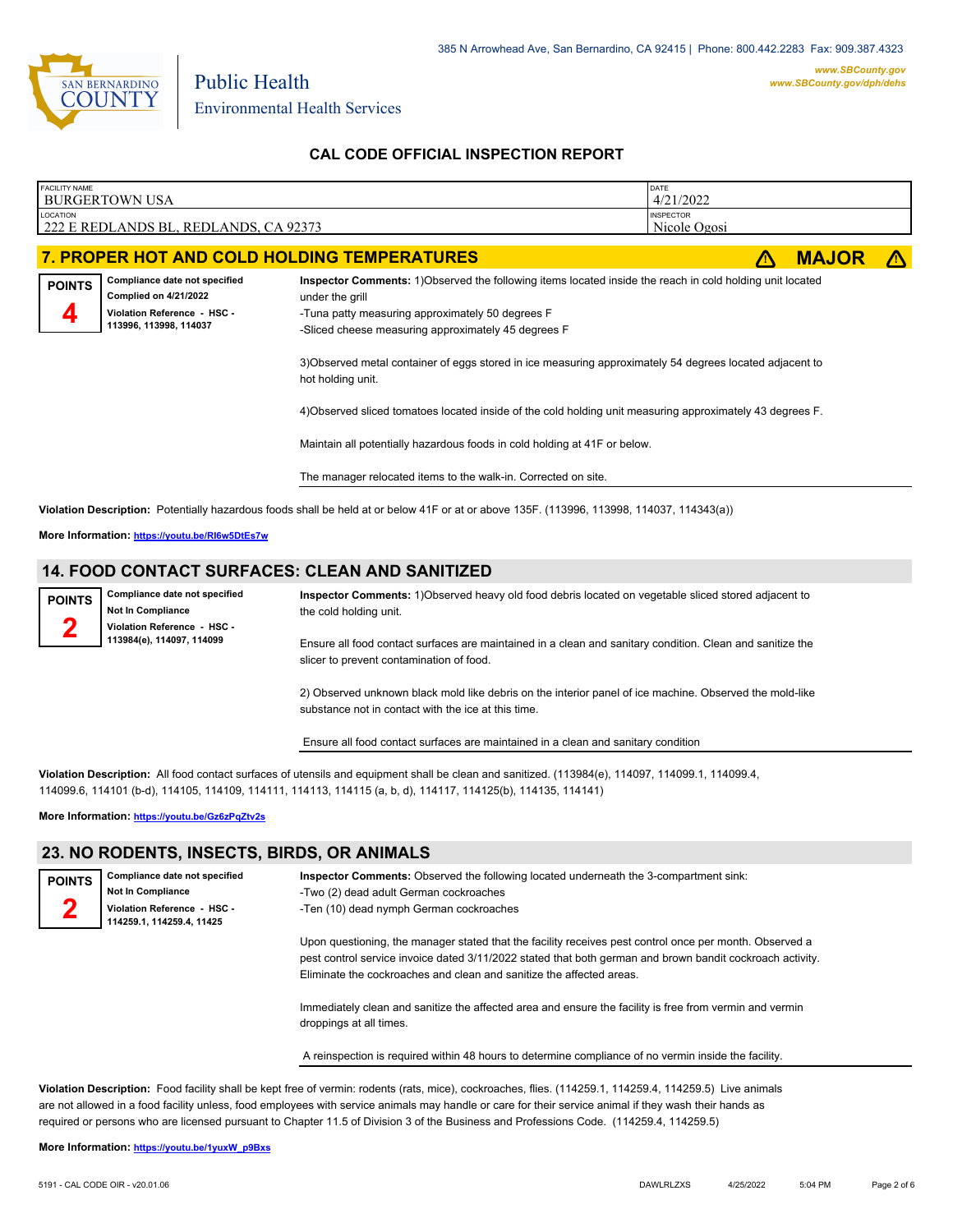# CAL CODE OFFICIAL INSPECTION REPORT

| FACILITY NAME | DATE |
| --- | --- |
| BURGERTOWN USA | 4/21/2022 |
| **LOCATION** | **INSPECTOR** |
| 222 E REDLANDS BL, REDLANDS, CA 92373 | Nicole Ogosi |

## 7. PROPER HOT AND COLD HOLDING TEMPERATURES — ⚠ MAJOR ⚠

**POINTS 4**

**Compliance date not specified**
**Complied on 4/21/2022**
**Violation Reference - HSC - 113996, 113998, 114037**

**Inspector Comments:** 1)Observed the following items located inside the reach in cold holding unit located under the grill
-Tuna patty measuring approximately 50 degrees F
-Sliced cheese measuring approximately 45 degrees F

3)Observed metal container of eggs stored in ice measuring approximately 54 degrees located adjacent to hot holding unit.

4)Observed sliced tomatoes located inside of the cold holding unit measuring approximately 43 degrees F.

Maintain all potentially hazardous foods in cold holding at 41F or below.

The manager relocated items to the walk-in. Corrected on site.

**Violation Description:** Potentially hazardous foods shall be held at or below 41F or at or above 135F. (113996, 113998, 114037, 114343(a))

**More Information:** https://youtu.be/RI6w5DtEs7w

## 14. FOOD CONTACT SURFACES: CLEAN AND SANITIZED

**POINTS 2**

**Compliance date not specified**
**Not In Compliance**
**Violation Reference - HSC - 113984(e), 114097, 114099**

**Inspector Comments:** 1)Observed heavy old food debris located on vegetable sliced stored adjacent to the cold holding unit.

Ensure all food contact surfaces are maintained in a clean and sanitary condition. Clean and sanitize the slicer to prevent contamination of food.

2) Observed unknown black mold like debris on the interior panel of ice machine. Observed the mold-like substance not in contact with the ice at this time.

Ensure all food contact surfaces are maintained in a clean and sanitary condition

**Violation Description:** All food contact surfaces of utensils and equipment shall be clean and sanitized. (113984(e), 114097, 114099.1, 114099.4, 114099.6, 114101 (b-d), 114105, 114109, 114111, 114113, 114115 (a, b, d), 114117, 114125(b), 114135, 114141)

**More Information:** https://youtu.be/Gz6zPqZtv2s

## 23. NO RODENTS, INSECTS, BIRDS, OR ANIMALS

**POINTS 2**

**Compliance date not specified**
**Not In Compliance**
**Violation Reference - HSC - 114259.1, 114259.4, 11425**

**Inspector Comments:** Observed the following located underneath the 3-compartment sink:
-Two (2) dead adult German cockroaches
-Ten (10) dead nymph German cockroaches

Upon questioning, the manager stated that the facility receives pest control once per month. Observed a pest control service invoice dated 3/11/2022 stated that both german and brown bandit cockroach activity. Eliminate the cockroaches and clean and sanitize the affected areas.

Immediately clean and sanitize the affected area and ensure the facility is free from vermin and vermin droppings at all times.

A reinspection is required within 48 hours to determine compliance of no vermin inside the facility.

**Violation Description:** Food facility shall be kept free of vermin: rodents (rats, mice), cockroaches, flies. (114259.1, 114259.4, 114259.5) Live animals are not allowed in a food facility unless, food employees with service animals may handle or care for their service animal if they wash their hands as required or persons who are licensed pursuant to Chapter 11.5 of Division 3 of the Business and Professions Code. (114259.4, 114259.5)

**More Information:** https://youtu.be/1yuxW_p9Bxs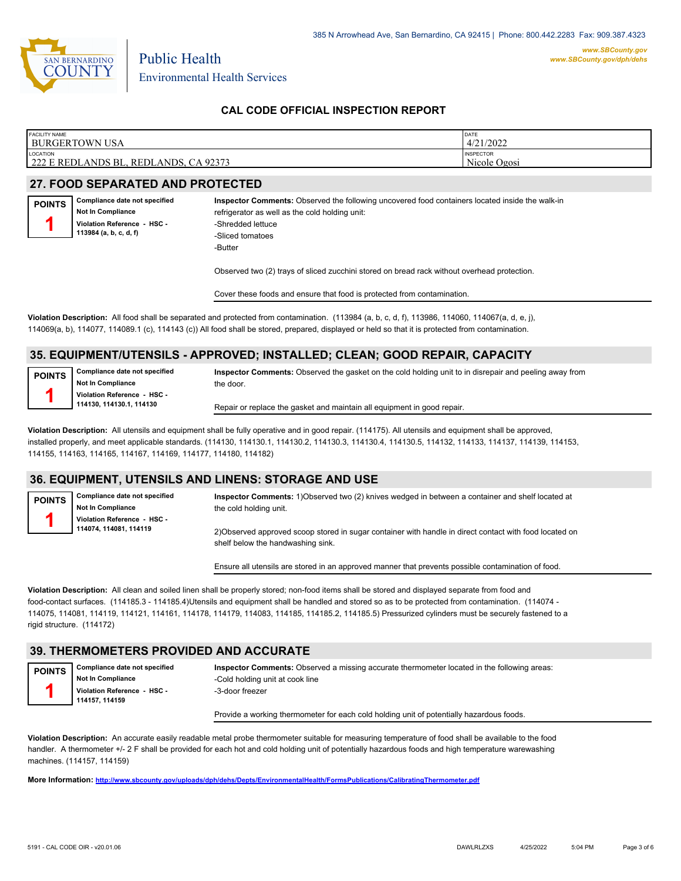San Bernardino County

Public Health
Environmental Health Services

385 N Arrowhead Ave, San Bernardino, CA 92415 | Phone: 800.442.2283 Fax: 909.387.4323

www.SBCounty.gov
www.SBCounty.gov/dph/dehs

# CAL CODE OFFICIAL INSPECTION REPORT

| FACILITY NAME | DATE |
|---|---|
| BURGERTOWN USA | 4/21/2022 |
| LOCATION | INSPECTOR |
| 222 E REDLANDS BL, REDLANDS, CA 92373 | Nicole Ogosi |

## 27. FOOD SEPARATED AND PROTECTED

**POINTS** 1

**Compliance date not specified**
**Not In Compliance**
**Violation Reference - HSC - 113984 (a, b, c, d, f)**

**Inspector Comments:** Observed the following uncovered food containers located inside the walk-in refrigerator as well as the cold holding unit:
-Shredded lettuce
-Sliced tomatoes
-Butter

Observed two (2) trays of sliced zucchini stored on bread rack without overhead protection.

Cover these foods and ensure that food is protected from contamination.

**Violation Description:** All food shall be separated and protected from contamination. (113984 (a, b, c, d, f), 113986, 114060, 114067(a, d, e, j), 114069(a, b), 114077, 114089.1 (c), 114143 (c)) All food shall be stored, prepared, displayed or held so that it is protected from contamination.

## 35. EQUIPMENT/UTENSILS - APPROVED; INSTALLED; CLEAN; GOOD REPAIR, CAPACITY

**POINTS** 1

**Compliance date not specified**
**Not In Compliance**
**Violation Reference - HSC - 114130, 114130.1, 114130**

**Inspector Comments:** Observed the gasket on the cold holding unit to in disrepair and peeling away from the door.

Repair or replace the gasket and maintain all equipment in good repair.

**Violation Description:** All utensils and equipment shall be fully operative and in good repair. (114175). All utensils and equipment shall be approved, installed properly, and meet applicable standards. (114130, 114130.1, 114130.2, 114130.3, 114130.4, 114130.5, 114132, 114133, 114137, 114139, 114153, 114155, 114163, 114165, 114167, 114169, 114177, 114180, 114182)

## 36. EQUIPMENT, UTENSILS AND LINENS: STORAGE AND USE

**POINTS** 1

**Compliance date not specified**
**Not In Compliance**
**Violation Reference - HSC - 114074, 114081, 114119**

**Inspector Comments:** 1)Observed two (2) knives wedged in between a container and shelf located at the cold holding unit.

2)Observed approved scoop stored in sugar container with handle in direct contact with food located on shelf below the handwashing sink.

Ensure all utensils are stored in an approved manner that prevents possible contamination of food.

**Violation Description:** All clean and soiled linen shall be properly stored; non-food items shall be stored and displayed separate from food and food-contact surfaces. (114185.3 - 114185.4)Utensils and equipment shall be handled and stored so as to be protected from contamination. (114074 - 114075, 114081, 114119, 114121, 114161, 114178, 114179, 114083, 114185, 114185.2, 114185.5) Pressurized cylinders must be securely fastened to a rigid structure. (114172)

## 39. THERMOMETERS PROVIDED AND ACCURATE

**POINTS** 1

**Compliance date not specified**
**Not In Compliance**
**Violation Reference - HSC - 114157, 114159**

**Inspector Comments:** Observed a missing accurate thermometer located in the following areas:
-Cold holding unit at cook line
-3-door freezer

Provide a working thermometer for each cold holding unit of potentially hazardous foods.

**Violation Description:** An accurate easily readable metal probe thermometer suitable for measuring temperature of food shall be available to the food handler. A thermometer +/- 2 F shall be provided for each hot and cold holding unit of potentially hazardous foods and high temperature warewashing machines. (114157, 114159)

**More Information:** http://www.sbcounty.gov/uploads/dph/dehs/Depts/EnvironmentalHealth/FormsPublications/CalibratingThermometer.pdf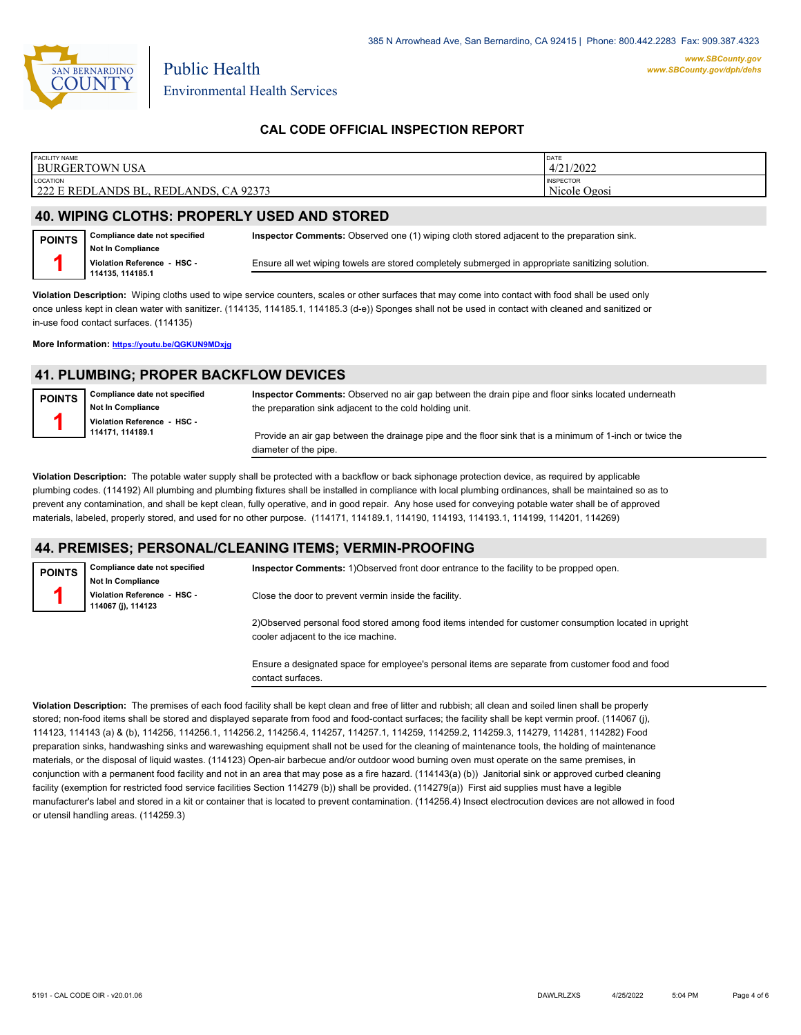385 N Arrowhead Ave, San Bernardino, CA 92415 | Phone: 800.442.2283 Fax: 909.387.4323

Public Health
Environmental Health Services

www.SBCounty.gov
www.SBCounty.gov/dph/dehs

## CAL CODE OFFICIAL INSPECTION REPORT

| FACILITY NAME | DATE |
|---|---|
| BURGERTOWN USA | 4/21/2022 |
| **LOCATION** | **INSPECTOR** |
| 222 E REDLANDS BL, REDLANDS, CA 92373 | Nicole Ogosi |

## 40. WIPING CLOTHS: PROPERLY USED AND STORED

**POINTS** 1

**Compliance date not specified**
**Not In Compliance**
**Violation Reference - HSC - 114135, 114185.1**

**Inspector Comments:** Observed one (1) wiping cloth stored adjacent to the preparation sink.

Ensure all wet wiping towels are stored completely submerged in appropriate sanitizing solution.

**Violation Description:** Wiping cloths used to wipe service counters, scales or other surfaces that may come into contact with food shall be used only once unless kept in clean water with sanitizer. (114135, 114185.1, 114185.3 (d-e)) Sponges shall not be used in contact with cleaned and sanitized or in-use food contact surfaces. (114135)

**More Information:** https://youtu.be/QGKUN9MDxjg

## 41. PLUMBING; PROPER BACKFLOW DEVICES

**POINTS** 1

**Compliance date not specified**
**Not In Compliance**
**Violation Reference - HSC - 114171, 114189.1**

**Inspector Comments:** Observed no air gap between the drain pipe and floor sinks located underneath the preparation sink adjacent to the cold holding unit.

Provide an air gap between the drainage pipe and the floor sink that is a minimum of 1-inch or twice the diameter of the pipe.

**Violation Description:** The potable water supply shall be protected with a backflow or back siphonage protection device, as required by applicable plumbing codes. (114192) All plumbing and plumbing fixtures shall be installed in compliance with local plumbing ordinances, shall be maintained so as to prevent any contamination, and shall be kept clean, fully operative, and in good repair. Any hose used for conveying potable water shall be of approved materials, labeled, properly stored, and used for no other purpose. (114171, 114189.1, 114190, 114193, 114193.1, 114199, 114201, 114269)

## 44. PREMISES; PERSONAL/CLEANING ITEMS; VERMIN-PROOFING

**POINTS** 1

**Compliance date not specified**
**Not In Compliance**
**Violation Reference - HSC - 114067 (j), 114123**

**Inspector Comments:** 1)Observed front door entrance to the facility to be propped open.

Close the door to prevent vermin inside the facility.

2)Observed personal food stored among food items intended for customer consumption located in upright cooler adjacent to the ice machine.

Ensure a designated space for employee's personal items are separate from customer food and food contact surfaces.

**Violation Description:** The premises of each food facility shall be kept clean and free of litter and rubbish; all clean and soiled linen shall be properly stored; non-food items shall be stored and displayed separate from food and food-contact surfaces; the facility shall be kept vermin proof. (114067 (j), 114123, 114143 (a) & (b), 114256, 114256.1, 114256.2, 114256.4, 114257, 114257.1, 114259, 114259.2, 114259.3, 114279, 114281, 114282) Food preparation sinks, handwashing sinks and warewashing equipment shall not be used for the cleaning of maintenance tools, the holding of maintenance materials, or the disposal of liquid wastes. (114123) Open-air barbecue and/or outdoor wood burning oven must operate on the same premises, in conjunction with a permanent food facility and not in an area that may pose as a fire hazard. (114143(a) (b)) Janitorial sink or approved curbed cleaning facility (exemption for restricted food service facilities Section 114279 (b)) shall be provided. (114279(a)) First aid supplies must have a legible manufacturer's label and stored in a kit or container that is located to prevent contamination. (114256.4) Insect electrocution devices are not allowed in food or utensil handling areas. (114259.3)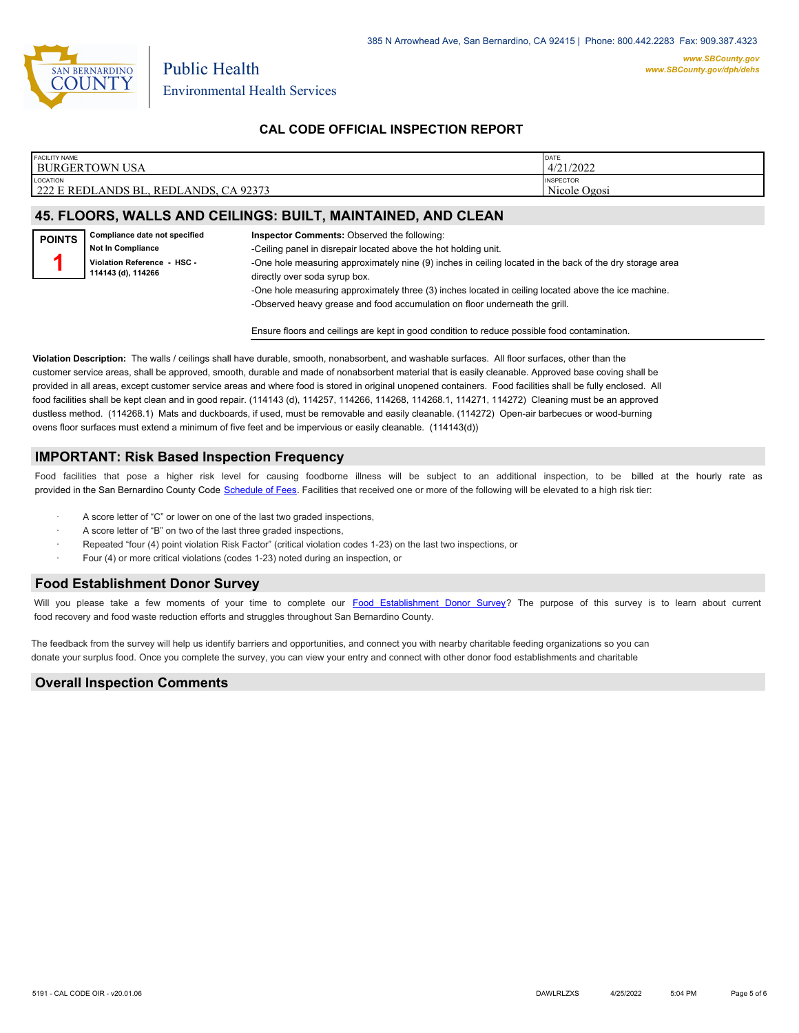385 N Arrowhead Ave, San Bernardino, CA 92415 | Phone: 800.442.2283 Fax: 909.387.4323

www.SBCounty.gov
www.SBCounty.gov/dph/dehs

Public Health
Environmental Health Services

## CAL CODE OFFICIAL INSPECTION REPORT

| FACILITY NAME | DATE |
|---|---|
| BURGERTOWN USA | 4/21/2022 |
| **LOCATION** | **INSPECTOR** |
| 222 E REDLANDS BL, REDLANDS, CA 92373 | Nicole Ogosi |

## 45. FLOORS, WALLS AND CEILINGS: BUILT, MAINTAINED, AND CLEAN

**POINTS** 1

**Compliance date not specified**
**Not In Compliance**
**Violation Reference - HSC - 114143 (d), 114266**

**Inspector Comments:** Observed the following:
-Ceiling panel in disrepair located above the hot holding unit.
-One hole measuring approximately nine (9) inches in ceiling located in the back of the dry storage area directly over soda syrup box.
-One hole measuring approximately three (3) inches located in ceiling located above the ice machine.
-Observed heavy grease and food accumulation on floor underneath the grill.

Ensure floors and ceilings are kept in good condition to reduce possible food contamination.

**Violation Description:** The walls / ceilings shall have durable, smooth, nonabsorbent, and washable surfaces. All floor surfaces, other than the customer service areas, shall be approved, smooth, durable and made of nonabsorbent material that is easily cleanable. Approved base coving shall be provided in all areas, except customer service areas and where food is stored in original unopened containers. Food facilities shall be fully enclosed. All food facilities shall be kept clean and in good repair. (114143 (d), 114257, 114266, 114268, 114268.1, 114271, 114272) Cleaning must be an approved dustless method. (114268.1) Mats and duckboards, if used, must be removable and easily cleanable. (114272) Open-air barbecues or wood-burning ovens floor surfaces must extend a minimum of five feet and be impervious or easily cleanable. (114143(d))

## IMPORTANT: Risk Based Inspection Frequency

Food facilities that pose a higher risk level for causing foodborne illness will be subject to an additional inspection, to be billed at the hourly rate as provided in the San Bernardino County Code Schedule of Fees. Facilities that received one or more of the following will be elevated to a high risk tier:

- A score letter of "C" or lower on one of the last two graded inspections,
- A score letter of "B" on two of the last three graded inspections,
- Repeated "four (4) point violation Risk Factor" (critical violation codes 1-23) on the last two inspections, or
- Four (4) or more critical violations (codes 1-23) noted during an inspection, or

## Food Establishment Donor Survey

Will you please take a few moments of your time to complete our Food Establishment Donor Survey? The purpose of this survey is to learn about current food recovery and food waste reduction efforts and struggles throughout San Bernardino County.

The feedback from the survey will help us identify barriers and opportunities, and connect you with nearby charitable feeding organizations so you can donate your surplus food. Once you complete the survey, you can view your entry and connect with other donor food establishments and charitable

## Overall Inspection Comments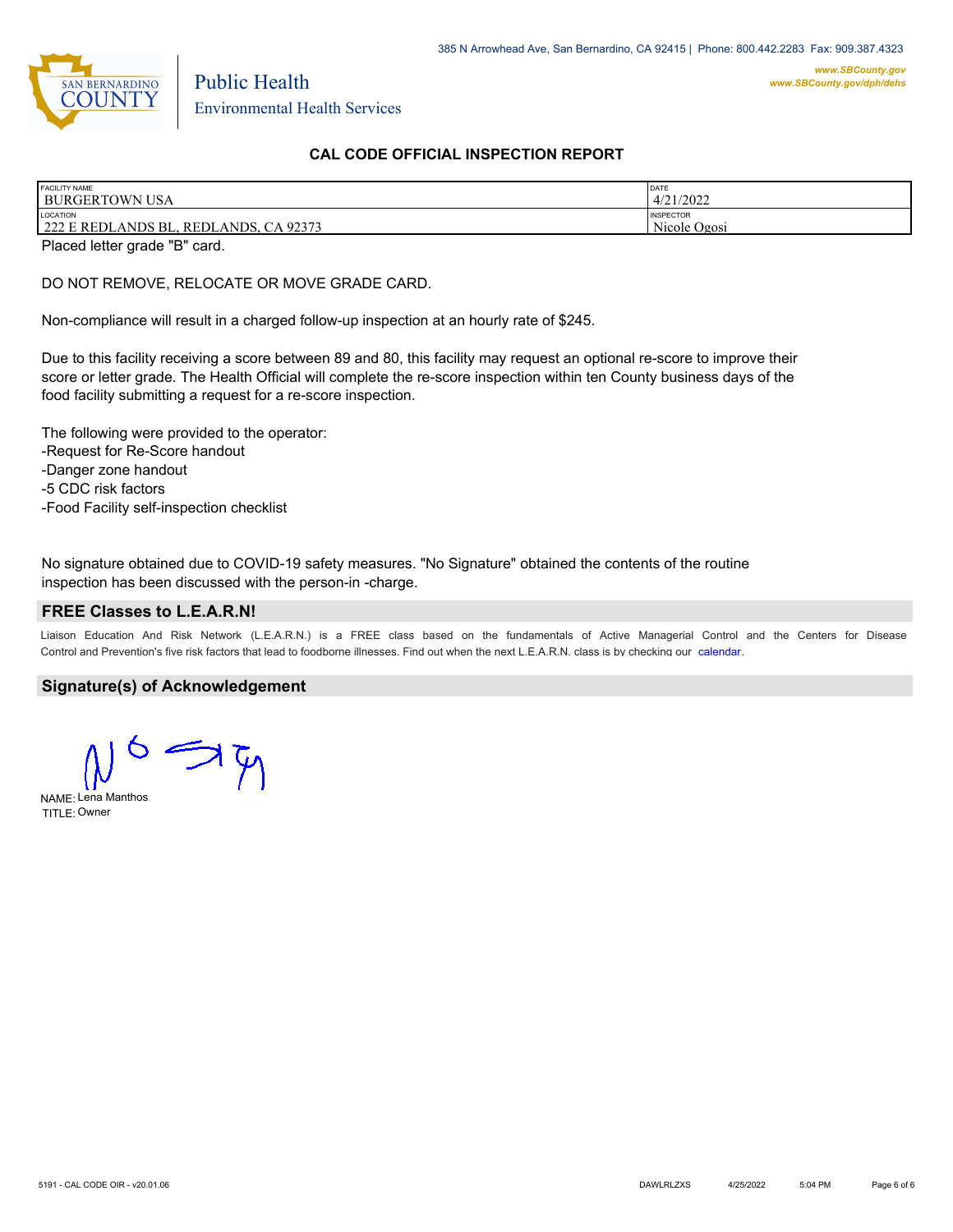385 N Arrowhead Ave, San Bernardino, CA 92415 | Phone: 800.442.2283 Fax: 909.387.4323

www.SBCounty.gov
www.SBCounty.gov/dph/dehs

Public Health
Environmental Health Services

## CAL CODE OFFICIAL INSPECTION REPORT

| FACILITY NAME | DATE |
|---|---|
| BURGERTOWN USA | 4/21/2022 |
| **LOCATION** | **INSPECTOR** |
| 222 E REDLANDS BL, REDLANDS, CA 92373 | Nicole Ogosi |

Placed letter grade "B" card.

DO NOT REMOVE, RELOCATE OR MOVE GRADE CARD.

Non-compliance will result in a charged follow-up inspection at an hourly rate of $245.

Due to this facility receiving a score between 89 and 80, this facility may request an optional re-score to improve their score or letter grade. The Health Official will complete the re-score inspection within ten County business days of the food facility submitting a request for a re-score inspection.

The following were provided to the operator:
-Request for Re-Score handout
-Danger zone handout
-5 CDC risk factors
-Food Facility self-inspection checklist

No signature obtained due to COVID-19 safety measures. "No Signature" obtained the contents of the routine inspection has been discussed with the person-in -charge.

### FREE Classes to L.E.A.R.N!

Liaison Education And Risk Network (L.E.A.R.N.) is a FREE class based on the fundamentals of Active Managerial Control and the Centers for Disease Control and Prevention's five risk factors that lead to foodborne illnesses. Find out when the next L.E.A.R.N. class is by checking our calendar.

### Signature(s) of Acknowledgement

NAME: Lena Manthos
TITLE: Owner